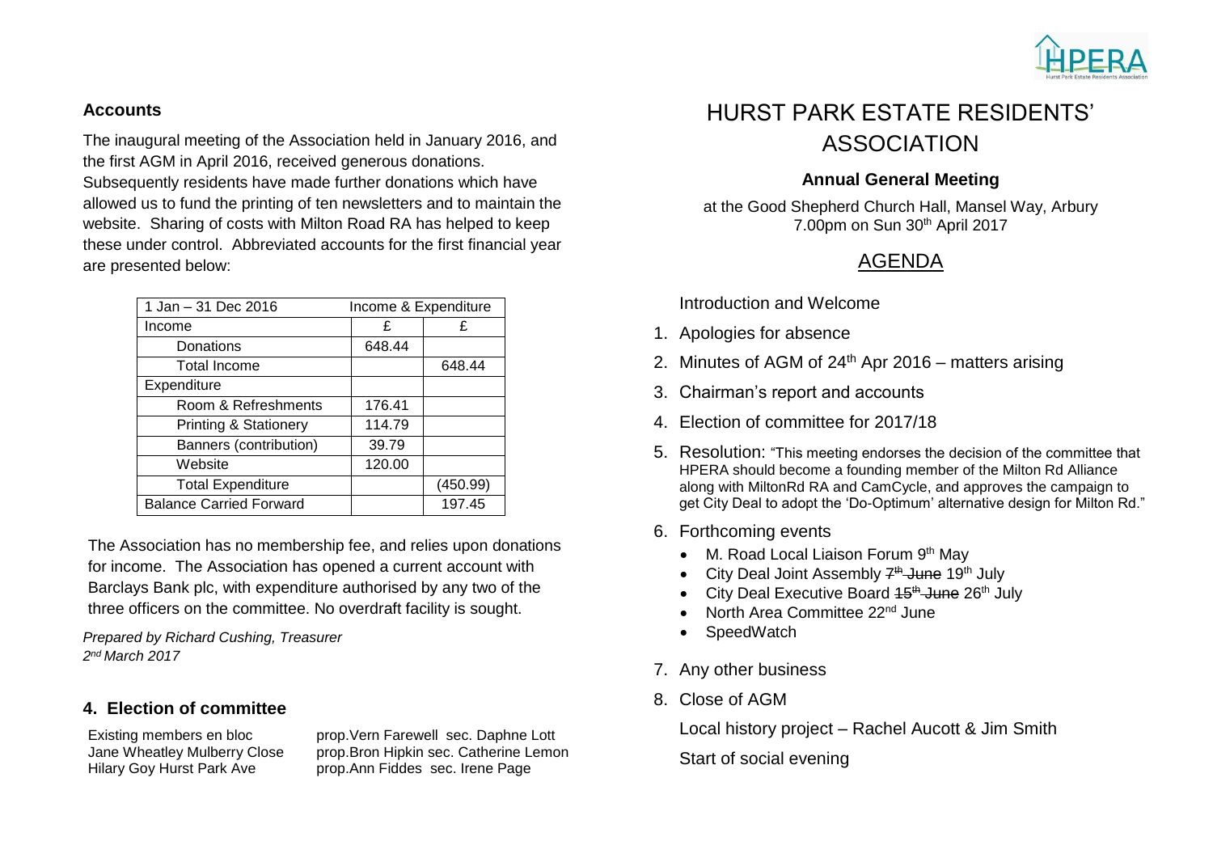## Accounts

The inaugural meeting of the Association held in January 2016, and the first AGM in April 2016, received generous donations. Subsequently residents have made further donations which have allowed us to fund the printing of ten newsletters and to maintain the website. Sharing of costs with Milton Road RA has helped to keep these under control. Abbreviated accounts for the first financial year are presented below:

| 1 Jan – 31 Dec 2016 | Income & Expenditure | |
|---|---|---|
| Income | £ | £ |
| Donations | 648.44 | |
| Total Income | | 648.44 |
| Expenditure | | |
| Room & Refreshments | 176.41 | |
| Printing & Stationery | 114.79 | |
| Banners (contribution) | 39.79 | |
| Website | 120.00 | |
| Total Expenditure | | (450.99) |
| Balance Carried Forward | | 197.45 |

The Association has no membership fee, and relies upon donations for income. The Association has opened a current account with Barclays Bank plc, with expenditure authorised by any two of the three officers on the committee. No overdraft facility is sought.

*Prepared by Richard Cushing, Treasurer*
*2nd March 2017*

### 4. Election of committee

| | |
|---|---|
| Existing members en bloc | prop.Vern Farewell sec. Daphne Lott |
| Jane Wheatley Mulberry Close | prop.Bron Hipkin sec. Catherine Lemon |
| Hilary Goy Hurst Park Ave | prop.Ann Fiddes sec. Irene Page |

# HURST PARK ESTATE RESIDENTS' ASSOCIATION

### Annual General Meeting

at the Good Shepherd Church Hall, Mansel Way, Arbury
7.00pm on Sun 30th April 2017

## AGENDA

Introduction and Welcome

1. Apologies for absence
2. Minutes of AGM of 24th Apr 2016 – matters arising
3. Chairman's report and accounts
4. Election of committee for 2017/18
5. Resolution: "This meeting endorses the decision of the committee that HPERA should become a founding member of the Milton Rd Alliance along with MiltonRd RA and CamCycle, and approves the campaign to get City Deal to adopt the 'Do-Optimum' alternative design for Milton Rd."
6. Forthcoming events
   - M. Road Local Liaison Forum 9th May
   - City Deal Joint Assembly ~~7th June~~ 19th July
   - City Deal Executive Board ~~15th June~~ 26th July
   - North Area Committee 22nd June
   - SpeedWatch
7. Any other business
8. Close of AGM

Local history project – Rachel Aucott & Jim Smith

Start of social evening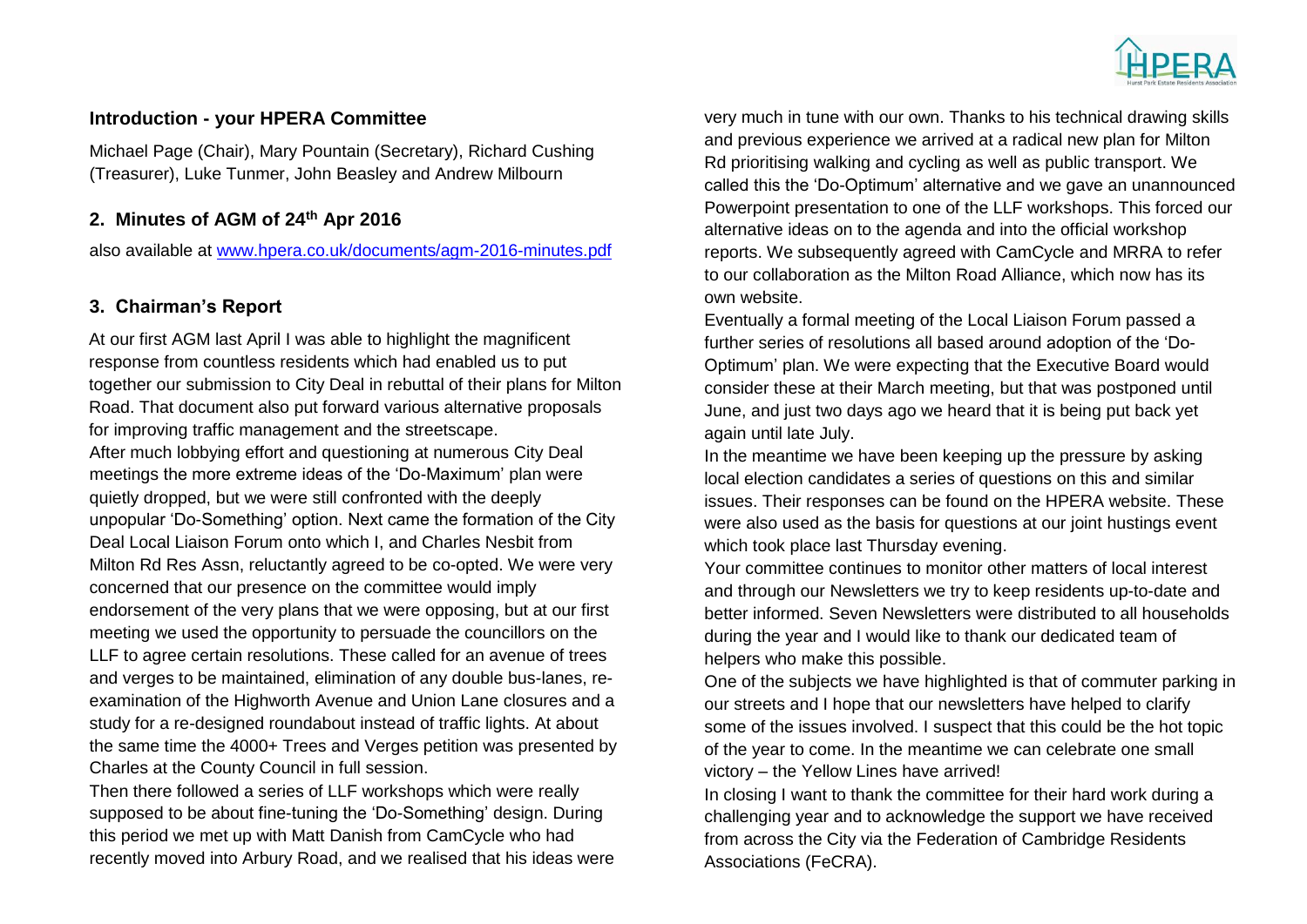## Introduction - your HPERA Committee

Michael Page (Chair), Mary Pountain (Secretary), Richard Cushing (Treasurer), Luke Tunmer, John Beasley and Andrew Milbourn

## 2. Minutes of AGM of 24th Apr 2016

also available at www.hpera.co.uk/documents/agm-2016-minutes.pdf

## 3. Chairman's Report

At our first AGM last April I was able to highlight the magnificent response from countless residents which had enabled us to put together our submission to City Deal in rebuttal of their plans for Milton Road. That document also put forward various alternative proposals for improving traffic management and the streetscape.

After much lobbying effort and questioning at numerous City Deal meetings the more extreme ideas of the 'Do-Maximum' plan were quietly dropped, but we were still confronted with the deeply unpopular 'Do-Something' option. Next came the formation of the City Deal Local Liaison Forum onto which I, and Charles Nesbit from Milton Rd Res Assn, reluctantly agreed to be co-opted. We were very concerned that our presence on the committee would imply endorsement of the very plans that we were opposing, but at our first meeting we used the opportunity to persuade the councillors on the LLF to agree certain resolutions. These called for an avenue of trees and verges to be maintained, elimination of any double bus-lanes, re-examination of the Highworth Avenue and Union Lane closures and a study for a re-designed roundabout instead of traffic lights. At about the same time the 4000+ Trees and Verges petition was presented by Charles at the County Council in full session.

Then there followed a series of LLF workshops which were really supposed to be about fine-tuning the 'Do-Something' design. During this period we met up with Matt Danish from CamCycle who had recently moved into Arbury Road, and we realised that his ideas were very much in tune with our own. Thanks to his technical drawing skills and previous experience we arrived at a radical new plan for Milton Rd prioritising walking and cycling as well as public transport. We called this the 'Do-Optimum' alternative and we gave an unannounced Powerpoint presentation to one of the LLF workshops. This forced our alternative ideas on to the agenda and into the official workshop reports. We subsequently agreed with CamCycle and MRRA to refer to our collaboration as the Milton Road Alliance, which now has its own website.

Eventually a formal meeting of the Local Liaison Forum passed a further series of resolutions all based around adoption of the 'Do-Optimum' plan. We were expecting that the Executive Board would consider these at their March meeting, but that was postponed until June, and just two days ago we heard that it is being put back yet again until late July.

In the meantime we have been keeping up the pressure by asking local election candidates a series of questions on this and similar issues. Their responses can be found on the HPERA website. These were also used as the basis for questions at our joint hustings event which took place last Thursday evening.

Your committee continues to monitor other matters of local interest and through our Newsletters we try to keep residents up-to-date and better informed. Seven Newsletters were distributed to all households during the year and I would like to thank our dedicated team of helpers who make this possible.

One of the subjects we have highlighted is that of commuter parking in our streets and I hope that our newsletters have helped to clarify some of the issues involved. I suspect that this could be the hot topic of the year to come. In the meantime we can celebrate one small victory – the Yellow Lines have arrived!

In closing I want to thank the committee for their hard work during a challenging year and to acknowledge the support we have received from across the City via the Federation of Cambridge Residents Associations (FeCRA).